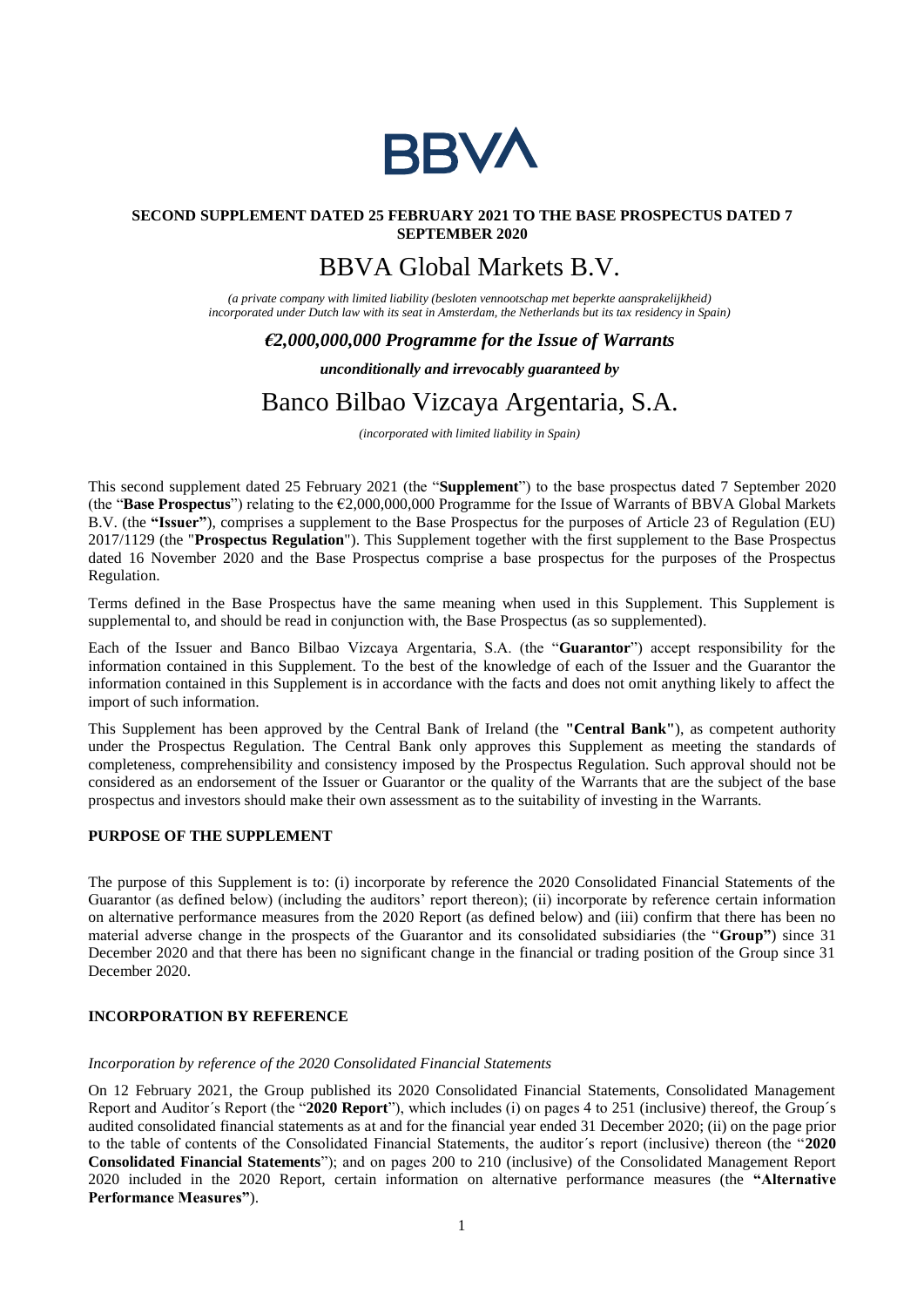BBVA

**SECOND SUPPLEMENT DATED 25 FEBRUARY 2021 TO THE BASE PROSPECTUS DATED 7 SEPTEMBER 2020**

# BBVA Global Markets B.V.

*(a private company with limited liability (besloten vennootschap met beperkte aansprakelijkheid) incorporated under Dutch law with its seat in Amsterdam, the Netherlands but its tax residency in Spain)*

***€2,000,000,000 Programme for the Issue of Warrants***

***unconditionally and irrevocably guaranteed by***

# Banco Bilbao Vizcaya Argentaria, S.A.

*(incorporated with limited liability in Spain)*

This second supplement dated 25 February 2021 (the "**Supplement**") to the base prospectus dated 7 September 2020 (the "**Base Prospectus**") relating to the €2,000,000,000 Programme for the Issue of Warrants of BBVA Global Markets B.V. (the **"Issuer"**), comprises a supplement to the Base Prospectus for the purposes of Article 23 of Regulation (EU) 2017/1129 (the "**Prospectus Regulation**"). This Supplement together with the first supplement to the Base Prospectus dated 16 November 2020 and the Base Prospectus comprise a base prospectus for the purposes of the Prospectus Regulation.

Terms defined in the Base Prospectus have the same meaning when used in this Supplement. This Supplement is supplemental to, and should be read in conjunction with, the Base Prospectus (as so supplemented).

Each of the Issuer and Banco Bilbao Vizcaya Argentaria, S.A. (the "**Guarantor**") accept responsibility for the information contained in this Supplement. To the best of the knowledge of each of the Issuer and the Guarantor the information contained in this Supplement is in accordance with the facts and does not omit anything likely to affect the import of such information.

This Supplement has been approved by the Central Bank of Ireland (the **"Central Bank"**), as competent authority under the Prospectus Regulation. The Central Bank only approves this Supplement as meeting the standards of completeness, comprehensibility and consistency imposed by the Prospectus Regulation. Such approval should not be considered as an endorsement of the Issuer or Guarantor or the quality of the Warrants that are the subject of the base prospectus and investors should make their own assessment as to the suitability of investing in the Warrants.

## PURPOSE OF THE SUPPLEMENT

The purpose of this Supplement is to: (i) incorporate by reference the 2020 Consolidated Financial Statements of the Guarantor (as defined below) (including the auditors' report thereon); (ii) incorporate by reference certain information on alternative performance measures from the 2020 Report (as defined below) and (iii) confirm that there has been no material adverse change in the prospects of the Guarantor and its consolidated subsidiaries (the "**Group"**) since 31 December 2020 and that there has been no significant change in the financial or trading position of the Group since 31 December 2020.

## INCORPORATION BY REFERENCE

*Incorporation by reference of the 2020 Consolidated Financial Statements*

On 12 February 2021, the Group published its 2020 Consolidated Financial Statements, Consolidated Management Report and Auditor´s Report (the "**2020 Report**"), which includes (i) on pages 4 to 251 (inclusive) thereof, the Group´s audited consolidated financial statements as at and for the financial year ended 31 December 2020; (ii) on the page prior to the table of contents of the Consolidated Financial Statements, the auditor´s report (inclusive) thereon (the "**2020 Consolidated Financial Statements**"); and on pages 200 to 210 (inclusive) of the Consolidated Management Report 2020 included in the 2020 Report, certain information on alternative performance measures (the **"Alternative Performance Measures"**).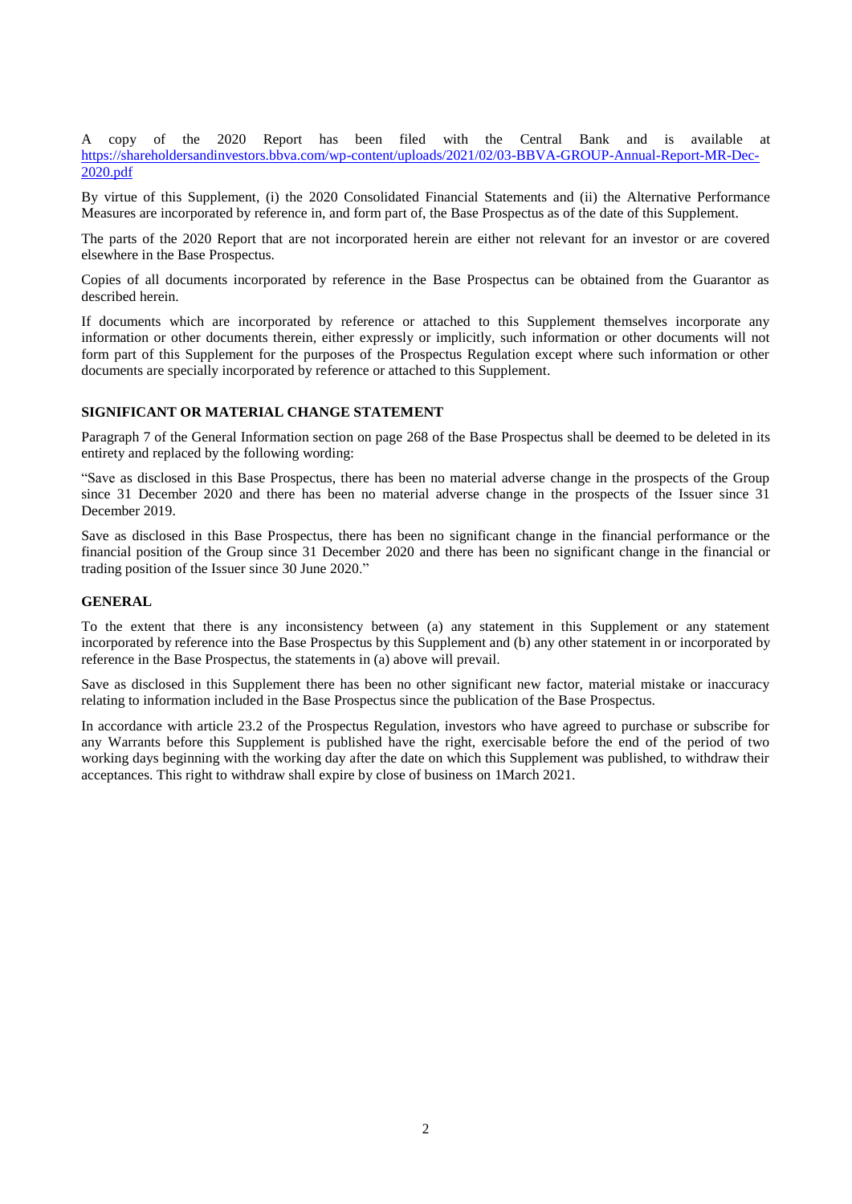A copy of the 2020 Report has been filed with the Central Bank and is available at https://shareholdersandinvestors.bbva.com/wp-content/uploads/2021/02/03-BBVA-GROUP-Annual-Report-MR-Dec-2020.pdf

By virtue of this Supplement, (i) the 2020 Consolidated Financial Statements and (ii) the Alternative Performance Measures are incorporated by reference in, and form part of, the Base Prospectus as of the date of this Supplement.

The parts of the 2020 Report that are not incorporated herein are either not relevant for an investor or are covered elsewhere in the Base Prospectus.

Copies of all documents incorporated by reference in the Base Prospectus can be obtained from the Guarantor as described herein.

If documents which are incorporated by reference or attached to this Supplement themselves incorporate any information or other documents therein, either expressly or implicitly, such information or other documents will not form part of this Supplement for the purposes of the Prospectus Regulation except where such information or other documents are specially incorporated by reference or attached to this Supplement.

**SIGNIFICANT OR MATERIAL CHANGE STATEMENT**

Paragraph 7 of the General Information section on page 268 of the Base Prospectus shall be deemed to be deleted in its entirety and replaced by the following wording:

"Save as disclosed in this Base Prospectus, there has been no material adverse change in the prospects of the Group since 31 December 2020 and there has been no material adverse change in the prospects of the Issuer since 31 December 2019.

Save as disclosed in this Base Prospectus, there has been no significant change in the financial performance or the financial position of the Group since 31 December 2020 and there has been no significant change in the financial or trading position of the Issuer since 30 June 2020."

**GENERAL**

To the extent that there is any inconsistency between (a) any statement in this Supplement or any statement incorporated by reference into the Base Prospectus by this Supplement and (b) any other statement in or incorporated by reference in the Base Prospectus, the statements in (a) above will prevail.

Save as disclosed in this Supplement there has been no other significant new factor, material mistake or inaccuracy relating to information included in the Base Prospectus since the publication of the Base Prospectus.

In accordance with article 23.2 of the Prospectus Regulation, investors who have agreed to purchase or subscribe for any Warrants before this Supplement is published have the right, exercisable before the end of the period of two working days beginning with the working day after the date on which this Supplement was published, to withdraw their acceptances. This right to withdraw shall expire by close of business on 1March 2021.